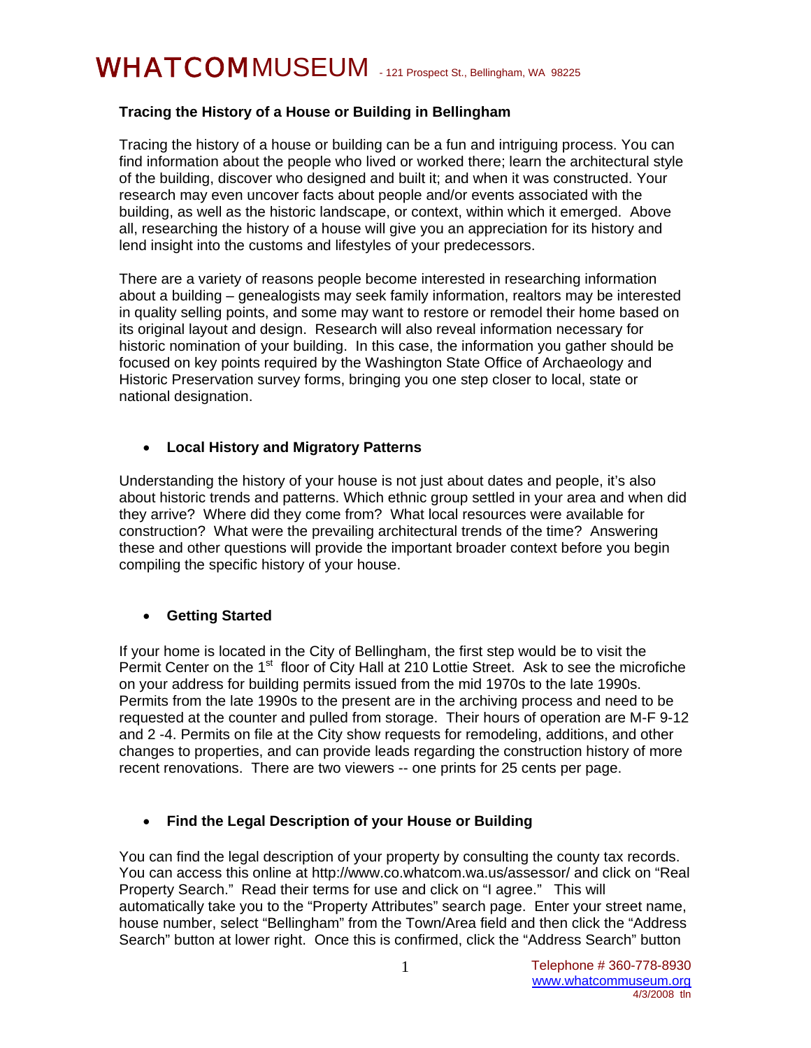# WHATCOM MUSEUM - 121 Prospect St., Bellingham, WA 98225

## Tracing the History of a House or Building in Bellingham

Tracing the history of a house or building can be a fun and intriguing process. You can find information about the people who lived or worked there; learn the architectural style of the building, discover who designed and built it; and when it was constructed. Your research may even uncover facts about people and/or events associated with the building, as well as the historic landscape, or context, within which it emerged. Above all, researching the history of a house will give you an appreciation for its history and lend insight into the customs and lifestyles of your predecessors.

There are a variety of reasons people become interested in researching information about a building – genealogists may seek family information, realtors may be interested in quality selling points, and some may want to restore or remodel their home based on its original layout and design. Research will also reveal information necessary for historic nomination of your building. In this case, the information you gather should be focused on key points required by the Washington State Office of Archaeology and Historic Preservation survey forms, bringing you one step closer to local, state or national designation.

- **Local History and Migratory Patterns**

Understanding the history of your house is not just about dates and people, it's also about historic trends and patterns. Which ethnic group settled in your area and when did they arrive? Where did they come from? What local resources were available for construction? What were the prevailing architectural trends of the time? Answering these and other questions will provide the important broader context before you begin compiling the specific history of your house.

- **Getting Started**

If your home is located in the City of Bellingham, the first step would be to visit the Permit Center on the 1st floor of City Hall at 210 Lottie Street. Ask to see the microfiche on your address for building permits issued from the mid 1970s to the late 1990s. Permits from the late 1990s to the present are in the archiving process and need to be requested at the counter and pulled from storage. Their hours of operation are M-F 9-12 and 2 -4. Permits on file at the City show requests for remodeling, additions, and other changes to properties, and can provide leads regarding the construction history of more recent renovations. There are two viewers -- one prints for 25 cents per page.

- **Find the Legal Description of your House or Building**

You can find the legal description of your property by consulting the county tax records. You can access this online at http://www.co.whatcom.wa.us/assessor/ and click on "Real Property Search." Read their terms for use and click on "I agree." This will automatically take you to the "Property Attributes" search page. Enter your street name, house number, select "Bellingham" from the Town/Area field and then click the "Address Search" button at lower right. Once this is confirmed, click the "Address Search" button

Telephone # 360-778-8930
www.whatcommuseum.org
4/3/2008 tln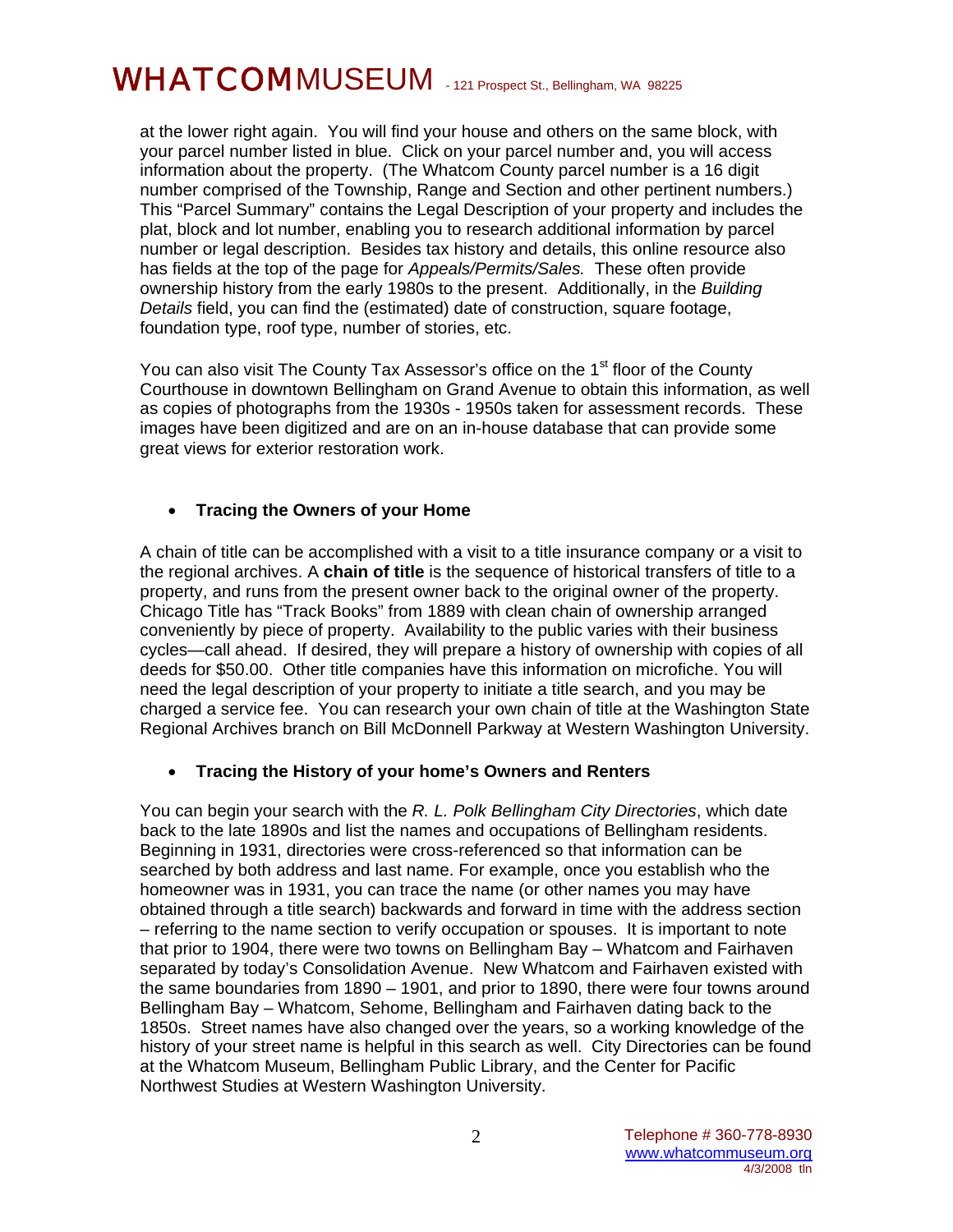at the lower right again. You will find your house and others on the same block, with your parcel number listed in blue. Click on your parcel number and, you will access information about the property. (The Whatcom County parcel number is a 16 digit number comprised of the Township, Range and Section and other pertinent numbers.) This "Parcel Summary" contains the Legal Description of your property and includes the plat, block and lot number, enabling you to research additional information by parcel number or legal description. Besides tax history and details, this online resource also has fields at the top of the page for *Appeals/Permits/Sales.* These often provide ownership history from the early 1980s to the present. Additionally, in the *Building Details* field, you can find the (estimated) date of construction, square footage, foundation type, roof type, number of stories, etc.

You can also visit The County Tax Assessor's office on the 1st floor of the County Courthouse in downtown Bellingham on Grand Avenue to obtain this information, as well as copies of photographs from the 1930s - 1950s taken for assessment records. These images have been digitized and are on an in-house database that can provide some great views for exterior restoration work.

- **Tracing the Owners of your Home**

A chain of title can be accomplished with a visit to a title insurance company or a visit to the regional archives. A **chain of title** is the sequence of historical transfers of title to a property, and runs from the present owner back to the original owner of the property. Chicago Title has "Track Books" from 1889 with clean chain of ownership arranged conveniently by piece of property. Availability to the public varies with their business cycles—call ahead. If desired, they will prepare a history of ownership with copies of all deeds for $50.00. Other title companies have this information on microfiche. You will need the legal description of your property to initiate a title search, and you may be charged a service fee. You can research your own chain of title at the Washington State Regional Archives branch on Bill McDonnell Parkway at Western Washington University.

- **Tracing the History of your home's Owners and Renters**

You can begin your search with the *R. L. Polk Bellingham City Directories*, which date back to the late 1890s and list the names and occupations of Bellingham residents. Beginning in 1931, directories were cross-referenced so that information can be searched by both address and last name. For example, once you establish who the homeowner was in 1931, you can trace the name (or other names you may have obtained through a title search) backwards and forward in time with the address section – referring to the name section to verify occupation or spouses. It is important to note that prior to 1904, there were two towns on Bellingham Bay – Whatcom and Fairhaven separated by today's Consolidation Avenue. New Whatcom and Fairhaven existed with the same boundaries from 1890 – 1901, and prior to 1890, there were four towns around Bellingham Bay – Whatcom, Sehome, Bellingham and Fairhaven dating back to the 1850s. Street names have also changed over the years, so a working knowledge of the history of your street name is helpful in this search as well. City Directories can be found at the Whatcom Museum, Bellingham Public Library, and the Center for Pacific Northwest Studies at Western Washington University.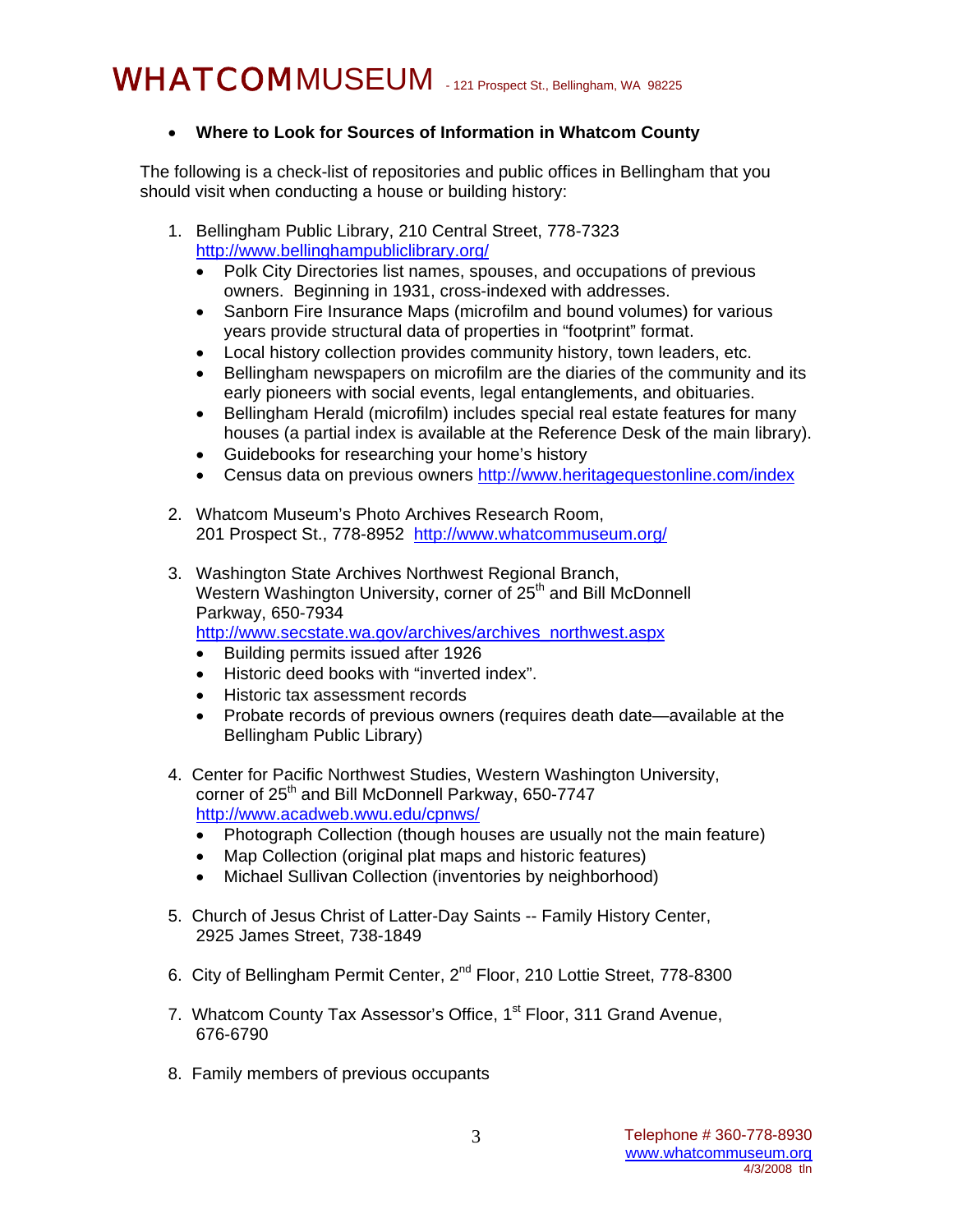- **Where to Look for Sources of Information in Whatcom County**

The following is a check-list of repositories and public offices in Bellingham that you should visit when conducting a house or building history:

1. Bellingham Public Library, 210 Central Street, 778-7323
   http://www.bellinghampubliclibrary.org/
   - Polk City Directories list names, spouses, and occupations of previous owners. Beginning in 1931, cross-indexed with addresses.
   - Sanborn Fire Insurance Maps (microfilm and bound volumes) for various years provide structural data of properties in "footprint" format.
   - Local history collection provides community history, town leaders, etc.
   - Bellingham newspapers on microfilm are the diaries of the community and its early pioneers with social events, legal entanglements, and obituaries.
   - Bellingham Herald (microfilm) includes special real estate features for many houses (a partial index is available at the Reference Desk of the main library).
   - Guidebooks for researching your home's history
   - Census data on previous owners http://www.heritagequestonline.com/index

2. Whatcom Museum's Photo Archives Research Room,
   201 Prospect St., 778-8952 http://www.whatcommuseum.org/

3. Washington State Archives Northwest Regional Branch,
   Western Washington University, corner of 25th and Bill McDonnell Parkway, 650-7934
   http://www.secstate.wa.gov/archives/archives_northwest.aspx
   - Building permits issued after 1926
   - Historic deed books with "inverted index".
   - Historic tax assessment records
   - Probate records of previous owners (requires death date—available at the Bellingham Public Library)

4. Center for Pacific Northwest Studies, Western Washington University,
   corner of 25th and Bill McDonnell Parkway, 650-7747
   http://www.acadweb.wwu.edu/cpnws/
   - Photograph Collection (though houses are usually not the main feature)
   - Map Collection (original plat maps and historic features)
   - Michael Sullivan Collection (inventories by neighborhood)

5. Church of Jesus Christ of Latter-Day Saints -- Family History Center,
   2925 James Street, 738-1849

6. City of Bellingham Permit Center, 2nd Floor, 210 Lottie Street, 778-8300

7. Whatcom County Tax Assessor's Office, 1st Floor, 311 Grand Avenue,
   676-6790

8. Family members of previous occupants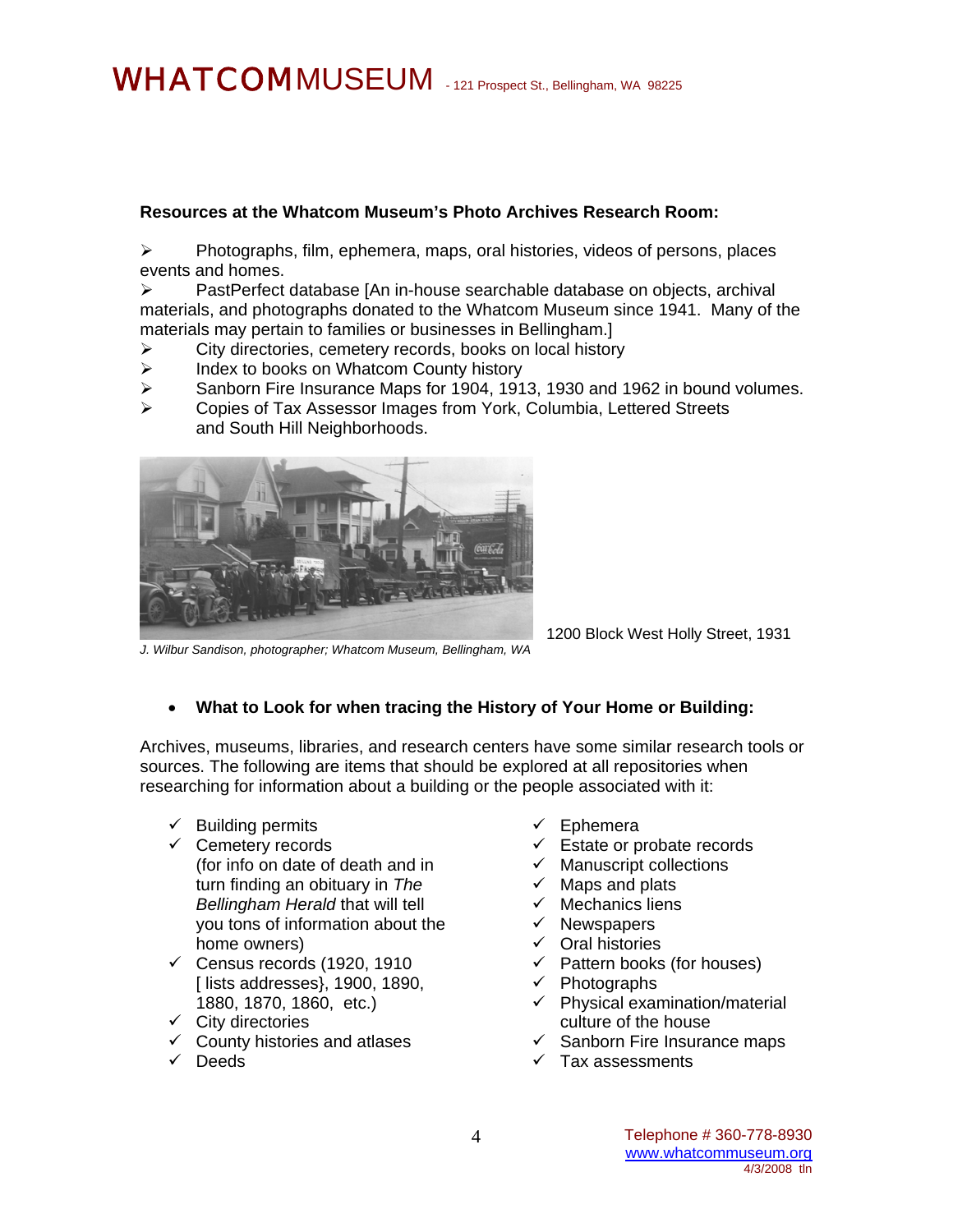**Resources at the Whatcom Museum's Photo Archives Research Room:**

- Photographs, film, ephemera, maps, oral histories, videos of persons, places events and homes.
- PastPerfect database [An in-house searchable database on objects, archival materials, and photographs donated to the Whatcom Museum since 1941. Many of the materials may pertain to families or businesses in Bellingham.]
- City directories, cemetery records, books on local history
- Index to books on Whatcom County history
- Sanborn Fire Insurance Maps for 1904, 1913, 1930 and 1962 in bound volumes.
- Copies of Tax Assessor Images from York, Columbia, Lettered Streets and South Hill Neighborhoods.

*J. Wilbur Sandison, photographer; Whatcom Museum, Bellingham, WA*

1200 Block West Holly Street, 1931

- **What to Look for when tracing the History of Your Home or Building:**

Archives, museums, libraries, and research centers have some similar research tools or sources. The following are items that should be explored at all repositories when researching for information about a building or the people associated with it:

- ✓ Building permits
- ✓ Cemetery records (for info on date of death and in turn finding an obituary in *The Bellingham Herald* that will tell you tons of information about the home owners)
- ✓ Census records (1920, 1910 [ lists addresses}, 1900, 1890, 1880, 1870, 1860, etc.)
- ✓ City directories
- ✓ County histories and atlases
- ✓ Deeds
- ✓ Ephemera
- ✓ Estate or probate records
- ✓ Manuscript collections
- ✓ Maps and plats
- ✓ Mechanics liens
- ✓ Newspapers
- ✓ Oral histories
- ✓ Pattern books (for houses)
- ✓ Photographs
- ✓ Physical examination/material culture of the house
- ✓ Sanborn Fire Insurance maps
- ✓ Tax assessments